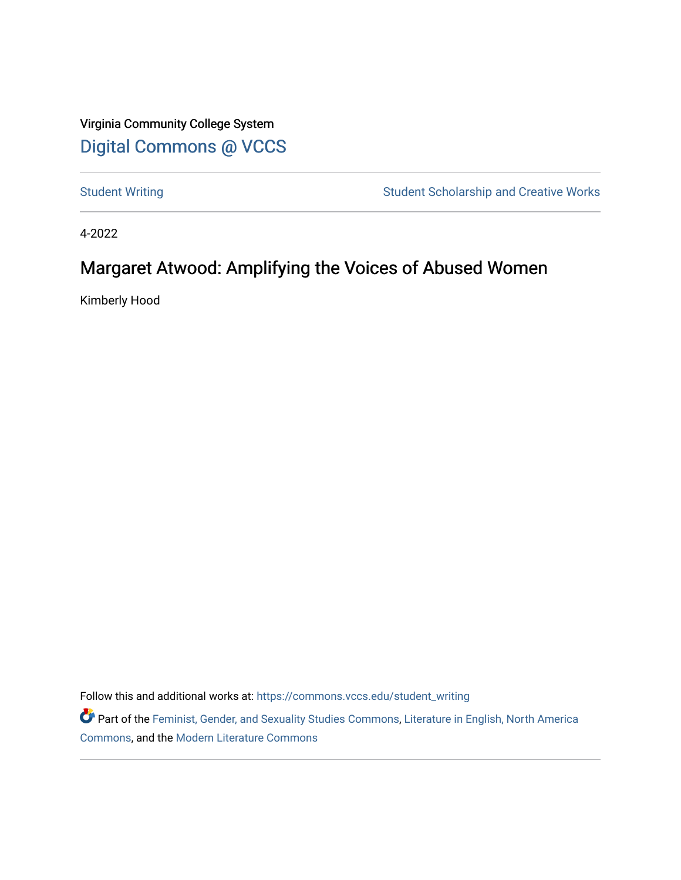Virginia Community College System

# Digital Commons @ VCCS

Student Writing | Student Scholarship and Creative Works

4-2022

## Margaret Atwood: Amplifying the Voices of Abused Women

Kimberly Hood

Follow this and additional works at: https://commons.vccs.edu/student_writing

Part of the Feminist, Gender, and Sexuality Studies Commons, Literature in English, North America Commons, and the Modern Literature Commons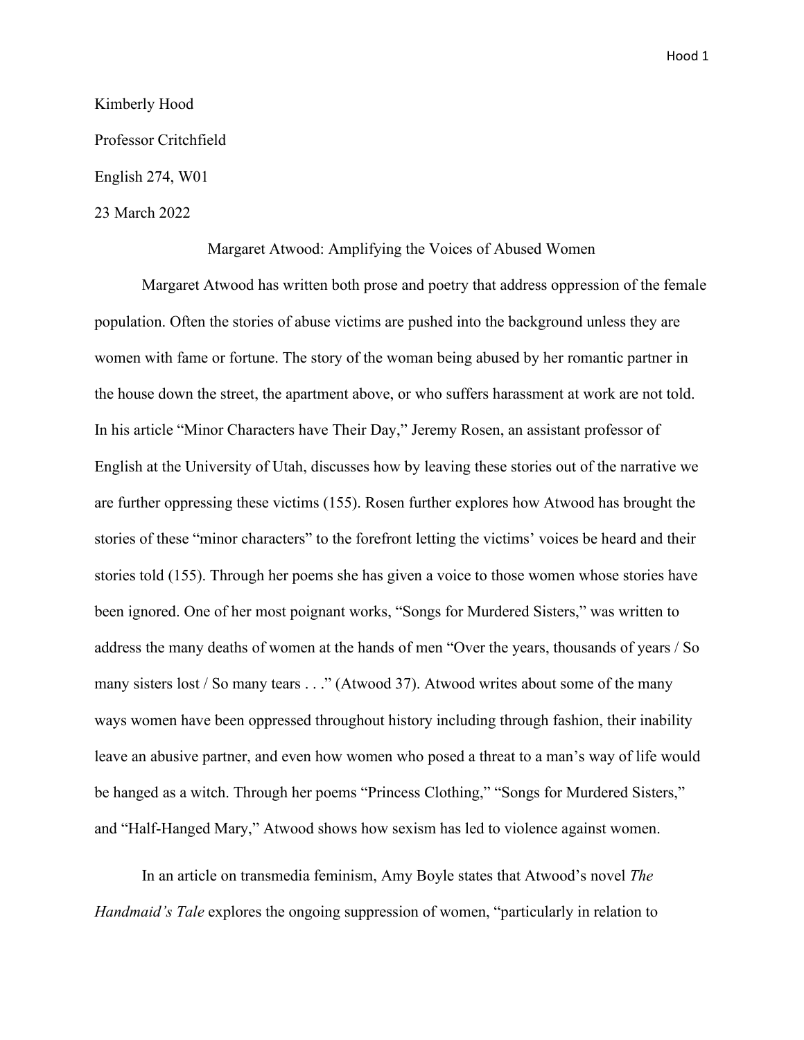Kimberly Hood

Professor Critchfield

English 274, W01

23 March 2022

Margaret Atwood: Amplifying the Voices of Abused Women

Margaret Atwood has written both prose and poetry that address oppression of the female population. Often the stories of abuse victims are pushed into the background unless they are women with fame or fortune. The story of the woman being abused by her romantic partner in the house down the street, the apartment above, or who suffers harassment at work are not told. In his article "Minor Characters have Their Day," Jeremy Rosen, an assistant professor of English at the University of Utah, discusses how by leaving these stories out of the narrative we are further oppressing these victims (155). Rosen further explores how Atwood has brought the stories of these "minor characters" to the forefront letting the victims' voices be heard and their stories told (155). Through her poems she has given a voice to those women whose stories have been ignored. One of her most poignant works, "Songs for Murdered Sisters," was written to address the many deaths of women at the hands of men "Over the years, thousands of years / So many sisters lost / So many tears . . ." (Atwood 37). Atwood writes about some of the many ways women have been oppressed throughout history including through fashion, their inability leave an abusive partner, and even how women who posed a threat to a man's way of life would be hanged as a witch. Through her poems "Princess Clothing," "Songs for Murdered Sisters," and "Half-Hanged Mary," Atwood shows how sexism has led to violence against women.

In an article on transmedia feminism, Amy Boyle states that Atwood's novel *The Handmaid's Tale* explores the ongoing suppression of women, "particularly in relation to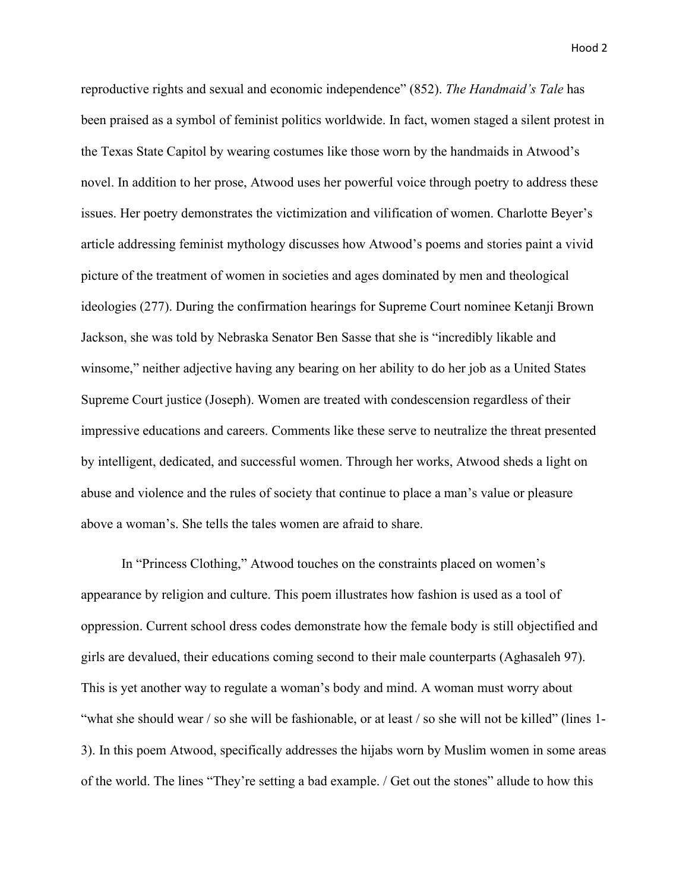reproductive rights and sexual and economic independence" (852). *The Handmaid's Tale* has been praised as a symbol of feminist politics worldwide. In fact, women staged a silent protest in the Texas State Capitol by wearing costumes like those worn by the handmaids in Atwood's novel. In addition to her prose, Atwood uses her powerful voice through poetry to address these issues. Her poetry demonstrates the victimization and vilification of women. Charlotte Beyer's article addressing feminist mythology discusses how Atwood's poems and stories paint a vivid picture of the treatment of women in societies and ages dominated by men and theological ideologies (277). During the confirmation hearings for Supreme Court nominee Ketanji Brown Jackson, she was told by Nebraska Senator Ben Sasse that she is "incredibly likable and winsome," neither adjective having any bearing on her ability to do her job as a United States Supreme Court justice (Joseph). Women are treated with condescension regardless of their impressive educations and careers. Comments like these serve to neutralize the threat presented by intelligent, dedicated, and successful women. Through her works, Atwood sheds a light on abuse and violence and the rules of society that continue to place a man's value or pleasure above a woman's. She tells the tales women are afraid to share.

In "Princess Clothing," Atwood touches on the constraints placed on women's appearance by religion and culture. This poem illustrates how fashion is used as a tool of oppression. Current school dress codes demonstrate how the female body is still objectified and girls are devalued, their educations coming second to their male counterparts (Aghasaleh 97). This is yet another way to regulate a woman's body and mind. A woman must worry about "what she should wear / so she will be fashionable, or at least / so she will not be killed" (lines 1-3). In this poem Atwood, specifically addresses the hijabs worn by Muslim women in some areas of the world. The lines "They're setting a bad example. / Get out the stones" allude to how this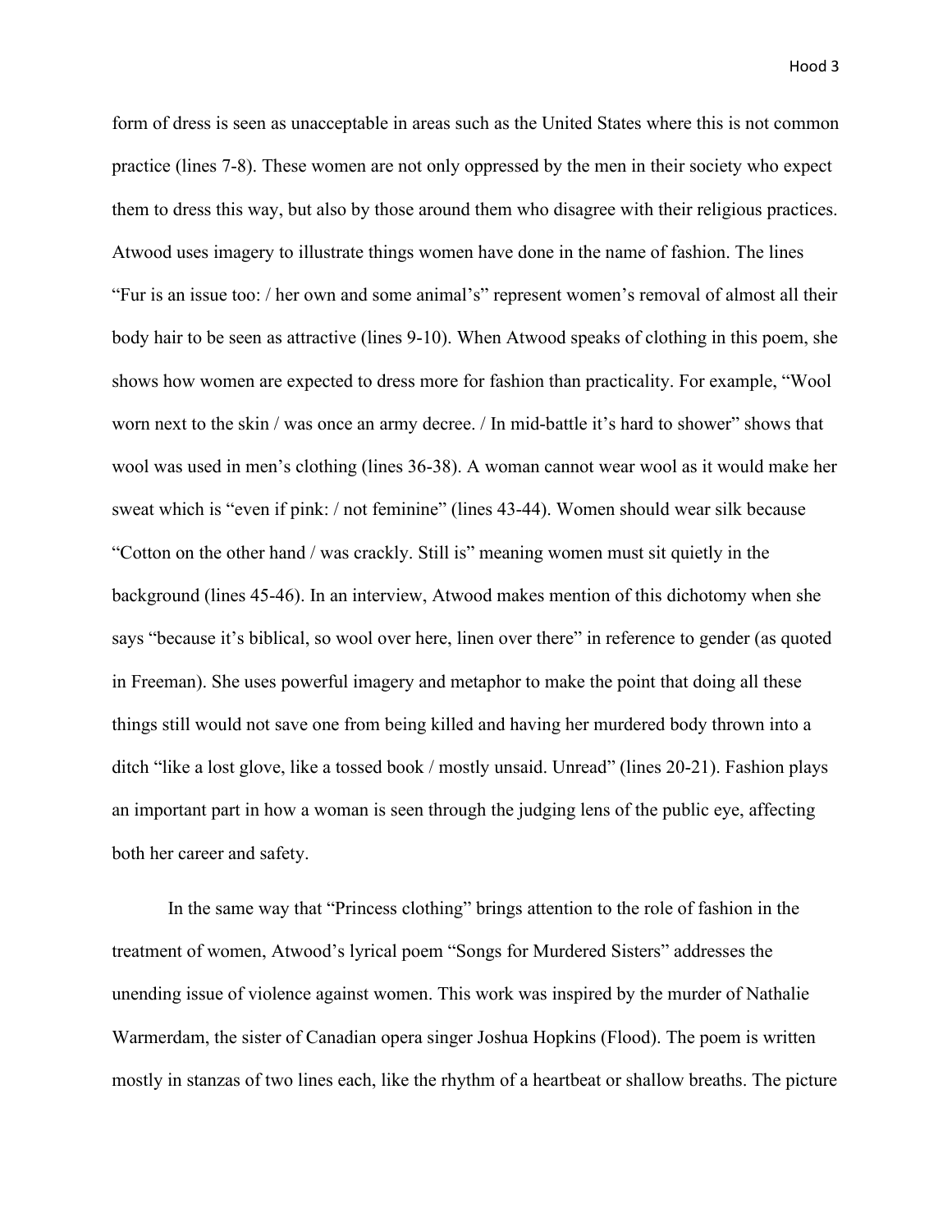form of dress is seen as unacceptable in areas such as the United States where this is not common practice (lines 7-8). These women are not only oppressed by the men in their society who expect them to dress this way, but also by those around them who disagree with their religious practices. Atwood uses imagery to illustrate things women have done in the name of fashion. The lines "Fur is an issue too: / her own and some animal's" represent women's removal of almost all their body hair to be seen as attractive (lines 9-10). When Atwood speaks of clothing in this poem, she shows how women are expected to dress more for fashion than practicality. For example, "Wool worn next to the skin / was once an army decree. / In mid-battle it's hard to shower" shows that wool was used in men's clothing (lines 36-38). A woman cannot wear wool as it would make her sweat which is "even if pink: / not feminine" (lines 43-44). Women should wear silk because "Cotton on the other hand / was crackly. Still is" meaning women must sit quietly in the background (lines 45-46). In an interview, Atwood makes mention of this dichotomy when she says "because it's biblical, so wool over here, linen over there" in reference to gender (as quoted in Freeman). She uses powerful imagery and metaphor to make the point that doing all these things still would not save one from being killed and having her murdered body thrown into a ditch "like a lost glove, like a tossed book / mostly unsaid. Unread" (lines 20-21). Fashion plays an important part in how a woman is seen through the judging lens of the public eye, affecting both her career and safety.

In the same way that "Princess clothing" brings attention to the role of fashion in the treatment of women, Atwood's lyrical poem "Songs for Murdered Sisters" addresses the unending issue of violence against women. This work was inspired by the murder of Nathalie Warmerdam, the sister of Canadian opera singer Joshua Hopkins (Flood). The poem is written mostly in stanzas of two lines each, like the rhythm of a heartbeat or shallow breaths. The picture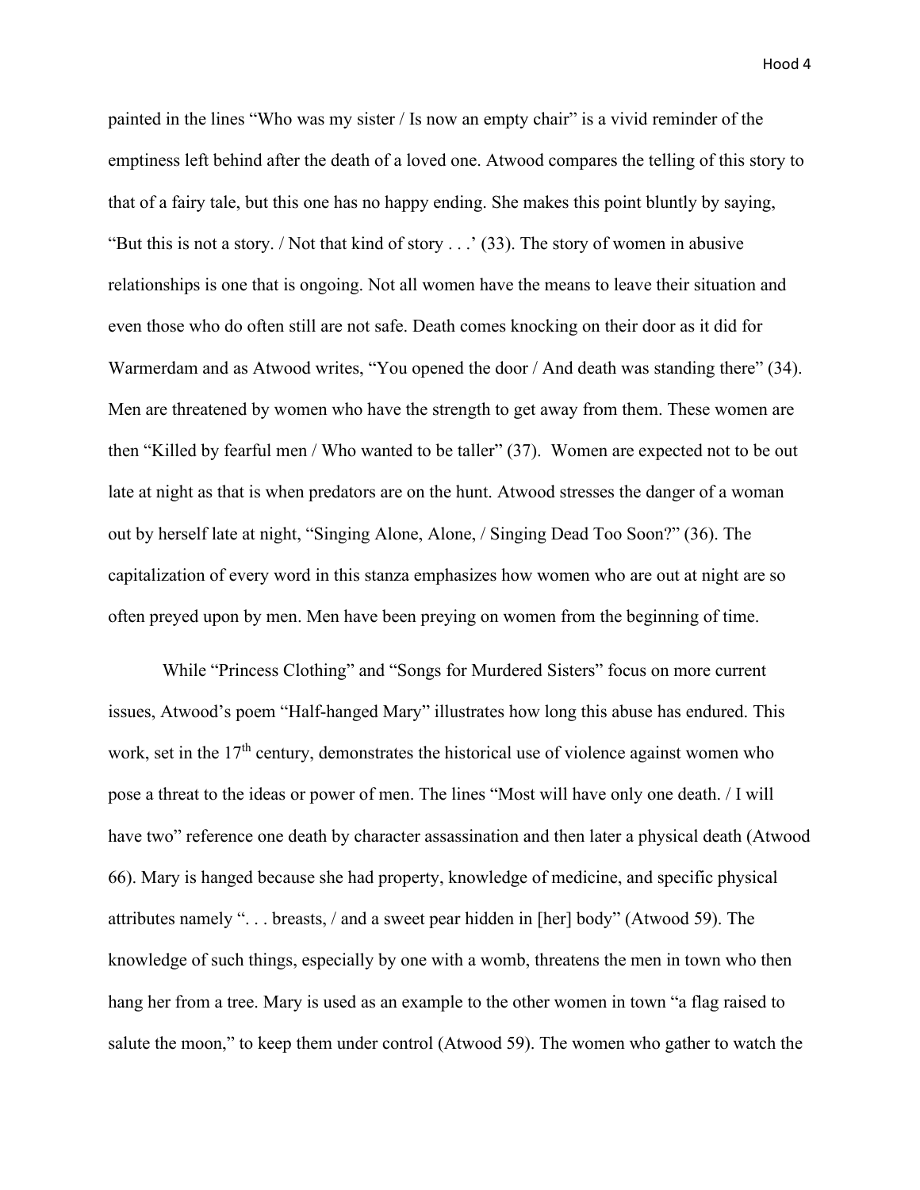painted in the lines "Who was my sister / Is now an empty chair" is a vivid reminder of the emptiness left behind after the death of a loved one. Atwood compares the telling of this story to that of a fairy tale, but this one has no happy ending. She makes this point bluntly by saying, "But this is not a story. / Not that kind of story . . .' (33). The story of women in abusive relationships is one that is ongoing. Not all women have the means to leave their situation and even those who do often still are not safe. Death comes knocking on their door as it did for Warmerdam and as Atwood writes, "You opened the door / And death was standing there" (34). Men are threatened by women who have the strength to get away from them. These women are then "Killed by fearful men / Who wanted to be taller" (37). Women are expected not to be out late at night as that is when predators are on the hunt. Atwood stresses the danger of a woman out by herself late at night, "Singing Alone, Alone, / Singing Dead Too Soon?" (36). The capitalization of every word in this stanza emphasizes how women who are out at night are so often preyed upon by men. Men have been preying on women from the beginning of time.

While "Princess Clothing" and "Songs for Murdered Sisters" focus on more current issues, Atwood's poem "Half-hanged Mary" illustrates how long this abuse has endured. This work, set in the 17th century, demonstrates the historical use of violence against women who pose a threat to the ideas or power of men. The lines "Most will have only one death. / I will have two" reference one death by character assassination and then later a physical death (Atwood 66). Mary is hanged because she had property, knowledge of medicine, and specific physical attributes namely ". . . breasts, / and a sweet pear hidden in [her] body" (Atwood 59). The knowledge of such things, especially by one with a womb, threatens the men in town who then hang her from a tree. Mary is used as an example to the other women in town "a flag raised to salute the moon," to keep them under control (Atwood 59). The women who gather to watch the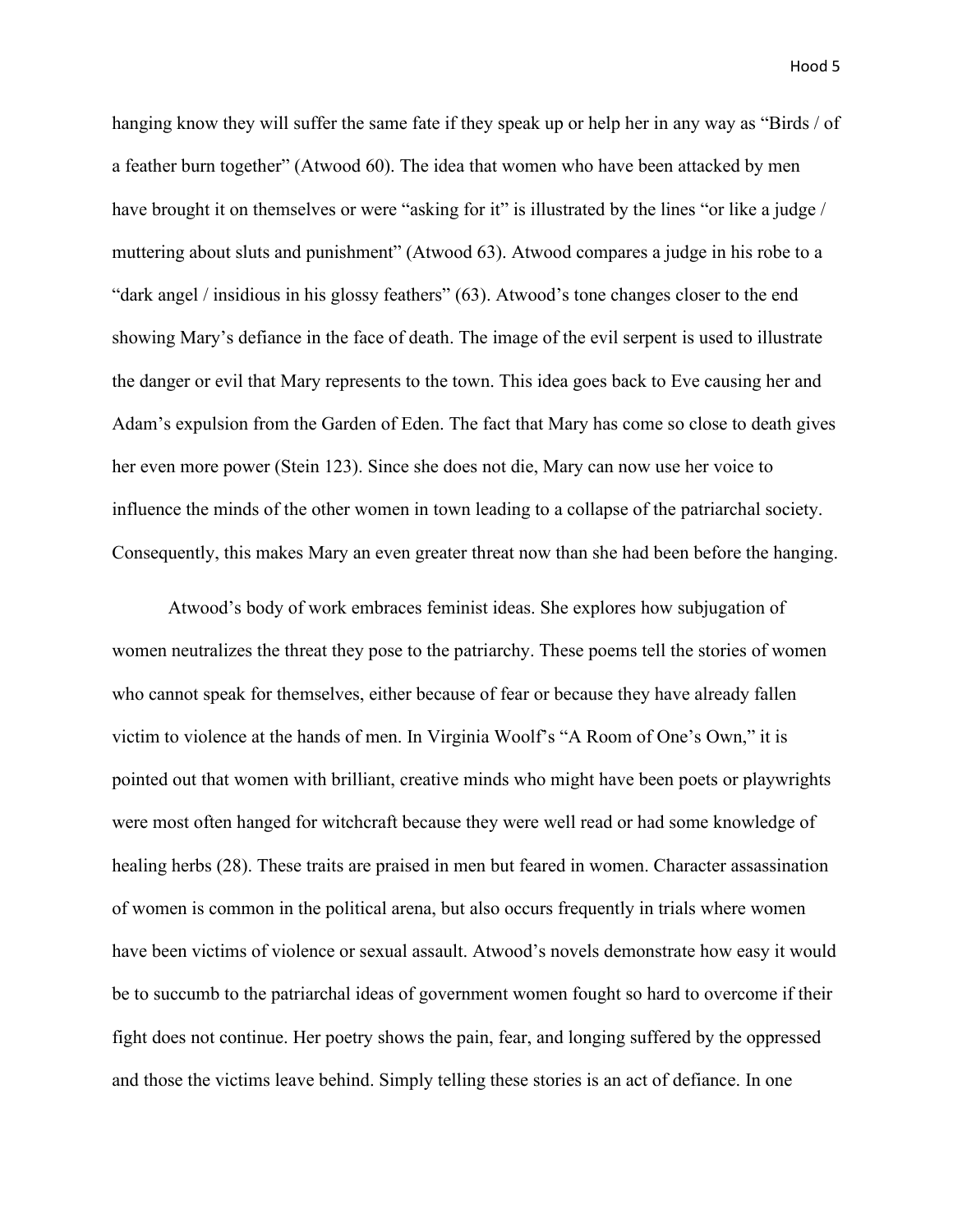hanging know they will suffer the same fate if they speak up or help her in any way as "Birds / of a feather burn together" (Atwood 60). The idea that women who have been attacked by men have brought it on themselves or were "asking for it" is illustrated by the lines "or like a judge / muttering about sluts and punishment" (Atwood 63). Atwood compares a judge in his robe to a "dark angel / insidious in his glossy feathers" (63). Atwood's tone changes closer to the end showing Mary's defiance in the face of death. The image of the evil serpent is used to illustrate the danger or evil that Mary represents to the town. This idea goes back to Eve causing her and Adam's expulsion from the Garden of Eden. The fact that Mary has come so close to death gives her even more power (Stein 123). Since she does not die, Mary can now use her voice to influence the minds of the other women in town leading to a collapse of the patriarchal society. Consequently, this makes Mary an even greater threat now than she had been before the hanging.

Atwood's body of work embraces feminist ideas. She explores how subjugation of women neutralizes the threat they pose to the patriarchy. These poems tell the stories of women who cannot speak for themselves, either because of fear or because they have already fallen victim to violence at the hands of men. In Virginia Woolf's "A Room of One's Own," it is pointed out that women with brilliant, creative minds who might have been poets or playwrights were most often hanged for witchcraft because they were well read or had some knowledge of healing herbs (28). These traits are praised in men but feared in women. Character assassination of women is common in the political arena, but also occurs frequently in trials where women have been victims of violence or sexual assault. Atwood's novels demonstrate how easy it would be to succumb to the patriarchal ideas of government women fought so hard to overcome if their fight does not continue. Her poetry shows the pain, fear, and longing suffered by the oppressed and those the victims leave behind. Simply telling these stories is an act of defiance. In one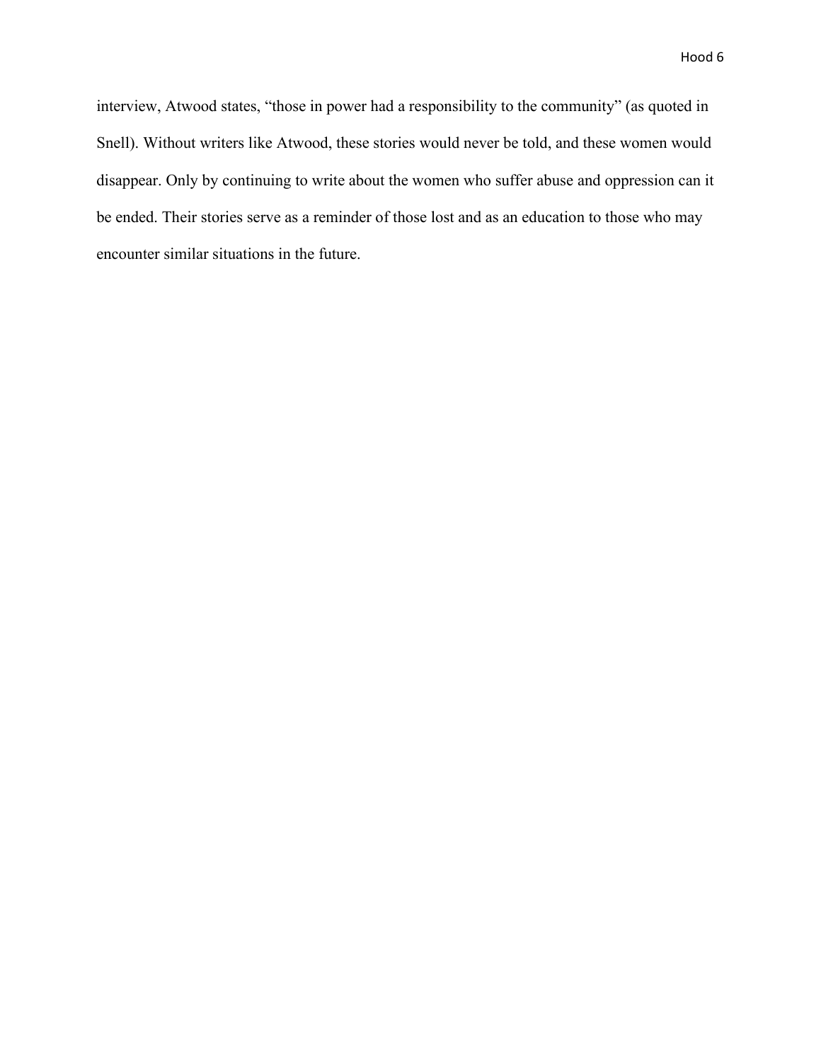interview, Atwood states, “those in power had a responsibility to the community” (as quoted in Snell). Without writers like Atwood, these stories would never be told, and these women would disappear. Only by continuing to write about the women who suffer abuse and oppression can it be ended. Their stories serve as a reminder of those lost and as an education to those who may encounter similar situations in the future.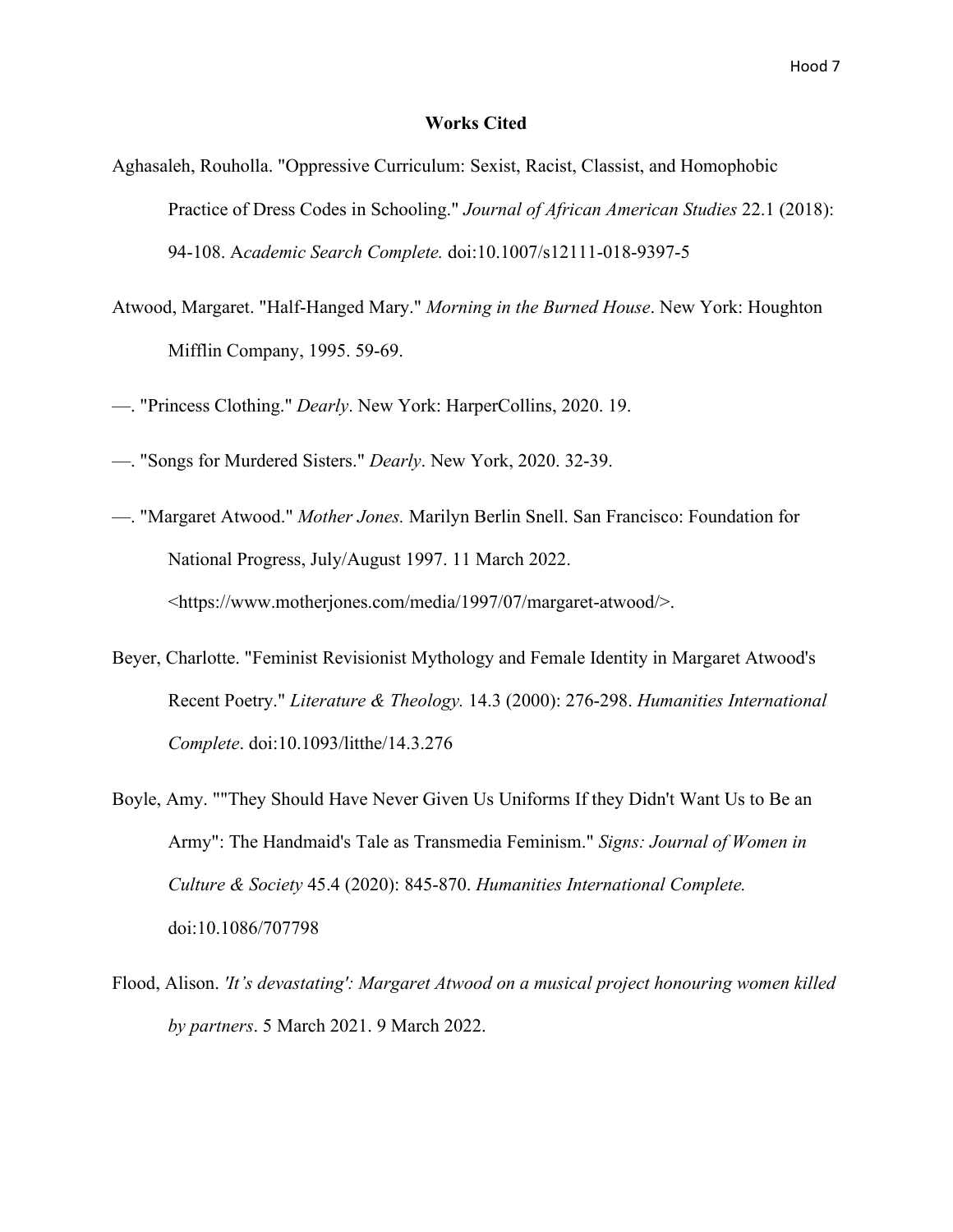**Works Cited**

Aghasaleh, Rouholla. "Oppressive Curriculum: Sexist, Racist, Classist, and Homophobic Practice of Dress Codes in Schooling." *Journal of African American Studies* 22.1 (2018): 94-108. A*cademic Search Complete.* doi:10.1007/s12111-018-9397-5

Atwood, Margaret. "Half-Hanged Mary." *Morning in the Burned House*. New York: Houghton Mifflin Company, 1995. 59-69.

—. "Princess Clothing." *Dearly*. New York: HarperCollins, 2020. 19.

—. "Songs for Murdered Sisters." *Dearly*. New York, 2020. 32-39.

—. "Margaret Atwood." *Mother Jones.* Marilyn Berlin Snell. San Francisco: Foundation for National Progress, July/August 1997. 11 March 2022. <https://www.motherjones.com/media/1997/07/margaret-atwood/>.

Beyer, Charlotte. "Feminist Revisionist Mythology and Female Identity in Margaret Atwood's Recent Poetry." *Literature & Theology.* 14.3 (2000): 276-298. *Humanities International Complete*. doi:10.1093/litthe/14.3.276

Boyle, Amy. ""They Should Have Never Given Us Uniforms If they Didn't Want Us to Be an Army": The Handmaid's Tale as Transmedia Feminism." *Signs: Journal of Women in Culture & Society* 45.4 (2020): 845-870. *Humanities International Complete.* doi:10.1086/707798

Flood, Alison. *'It's devastating': Margaret Atwood on a musical project honouring women killed by partners*. 5 March 2021. 9 March 2022.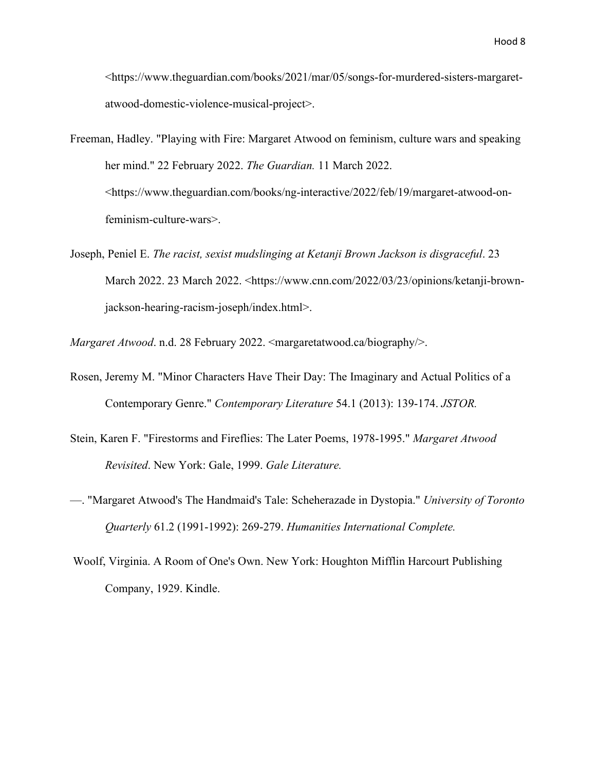<https://www.theguardian.com/books/2021/mar/05/songs-for-murdered-sisters-margaret-atwood-domestic-violence-musical-project>.

Freeman, Hadley. "Playing with Fire: Margaret Atwood on feminism, culture wars and speaking her mind." 22 February 2022. *The Guardian.* 11 March 2022. <https://www.theguardian.com/books/ng-interactive/2022/feb/19/margaret-atwood-on-feminism-culture-wars>.

Joseph, Peniel E. *The racist, sexist mudslinging at Ketanji Brown Jackson is disgraceful*. 23 March 2022. 23 March 2022. <https://www.cnn.com/2022/03/23/opinions/ketanji-brown-jackson-hearing-racism-joseph/index.html>.

*Margaret Atwood*. n.d. 28 February 2022. <margaretatwood.ca/biography/>.

Rosen, Jeremy M. "Minor Characters Have Their Day: The Imaginary and Actual Politics of a Contemporary Genre." *Contemporary Literature* 54.1 (2013): 139-174. *JSTOR.*

Stein, Karen F. "Firestorms and Fireflies: The Later Poems, 1978-1995." *Margaret Atwood Revisited*. New York: Gale, 1999. *Gale Literature.*

—. "Margaret Atwood's The Handmaid's Tale: Scheherazade in Dystopia." *University of Toronto Quarterly* 61.2 (1991-1992): 269-279. *Humanities International Complete.*

Woolf, Virginia. A Room of One's Own. New York: Houghton Mifflin Harcourt Publishing Company, 1929. Kindle.